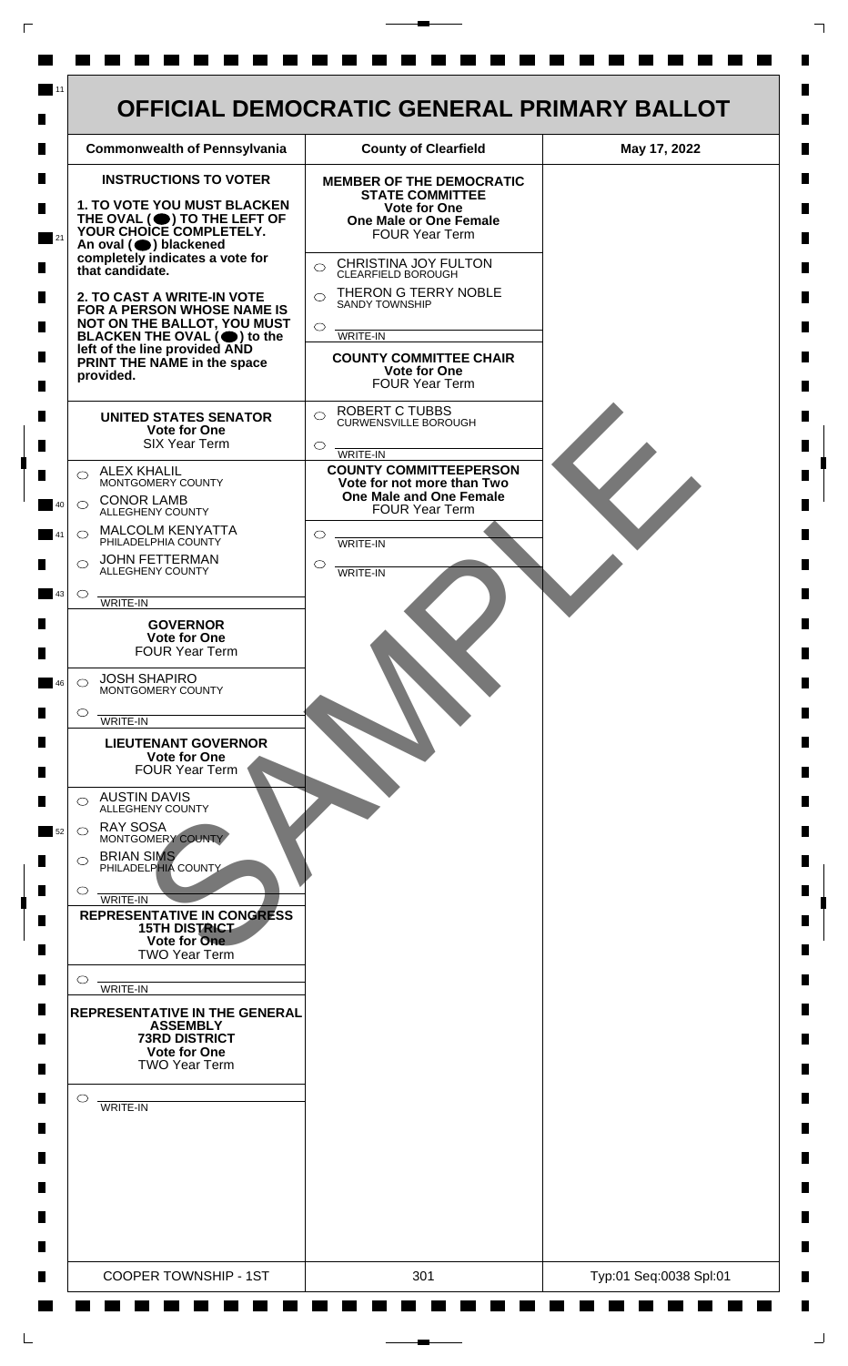# OFFICIAL DEMOCRATIC GENERAL PRIMARY BALLOT

| Commonwealth of Pennsylvania | County of Clearfield | May 17, 2022 |
|---|---|---|

**INSTRUCTIONS TO VOTER**

**1. TO VOTE YOU MUST BLACKEN THE OVAL (⬬) TO THE LEFT OF YOUR CHOICE COMPLETELY.** An oval (⬬) blackened completely indicates a vote for that candidate.

**2. TO CAST A WRITE-IN VOTE FOR A PERSON WHOSE NAME IS NOT ON THE BALLOT, YOU MUST BLACKEN THE OVAL (⬬) to the left of the line provided AND PRINT THE NAME in the space provided.**

**UNITED STATES SENATOR**
**Vote for One**
SIX Year Term

- ◯ ALEX KHALIL — MONTGOMERY COUNTY
- ◯ CONOR LAMB — ALLEGHENY COUNTY
- ◯ MALCOLM KENYATTA — PHILADELPHIA COUNTY
- ◯ JOHN FETTERMAN — ALLEGHENY COUNTY
- ◯ ________ WRITE-IN

**GOVERNOR**
**Vote for One**
FOUR Year Term

- ◯ JOSH SHAPIRO — MONTGOMERY COUNTY
- ◯ ________ WRITE-IN

**LIEUTENANT GOVERNOR**
**Vote for One**
FOUR Year Term

- ◯ AUSTIN DAVIS — ALLEGHENY COUNTY
- ◯ RAY SOSA — MONTGOMERY COUNTY
- ◯ BRIAN SIMS — PHILADELPHIA COUNTY
- ◯ ________ WRITE-IN

**REPRESENTATIVE IN CONGRESS**
**15TH DISTRICT**
**Vote for One**
TWO Year Term

- ◯ ________ WRITE-IN

**REPRESENTATIVE IN THE GENERAL ASSEMBLY**
**73RD DISTRICT**
**Vote for One**
TWO Year Term

- ◯ ________ WRITE-IN

**MEMBER OF THE DEMOCRATIC STATE COMMITTEE**
**Vote for One**
**One Male or One Female**
FOUR Year Term

- ◯ CHRISTINA JOY FULTON — CLEARFIELD BOROUGH
- ◯ THERON G TERRY NOBLE — SANDY TOWNSHIP
- ◯ ________ WRITE-IN

**COUNTY COMMITTEE CHAIR**
**Vote for One**
FOUR Year Term

- ◯ ROBERT C TUBBS — CURWENSVILLE BOROUGH
- ◯ ________ WRITE-IN

**COUNTY COMMITTEEPERSON**
**Vote for not more than Two**
**One Male and One Female**
FOUR Year Term

- ◯ ________ WRITE-IN
- ◯ ________ WRITE-IN

SAMPLE

| COOPER TOWNSHIP - 1ST | 301 | Typ:01 Seq:0038 Spl:01 |
|---|---|---|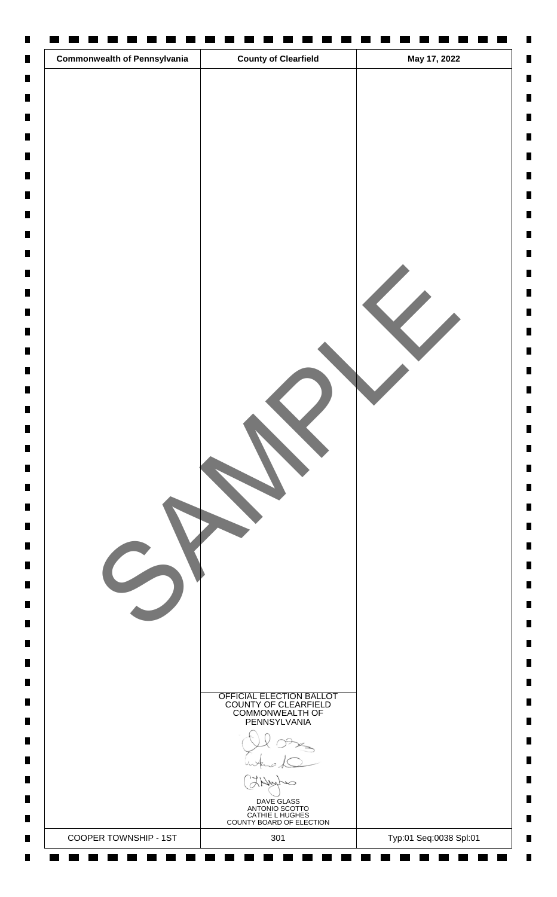| Commonwealth of Pennsylvania | County of Clearfield | May 17, 2022 |
|---|---|---|

SAMPLE

OFFICIAL ELECTION BALLOT
COUNTY OF CLEARFIELD
COMMONWEALTH OF
PENNSYLVANIA

DAVE GLASS
ANTONIO SCOTTO
CATHIE L HUGHES
COUNTY BOARD OF ELECTION

| COOPER TOWNSHIP - 1ST | 301 | Typ:01 Seq:0038 Spl:01 |
|---|---|---|